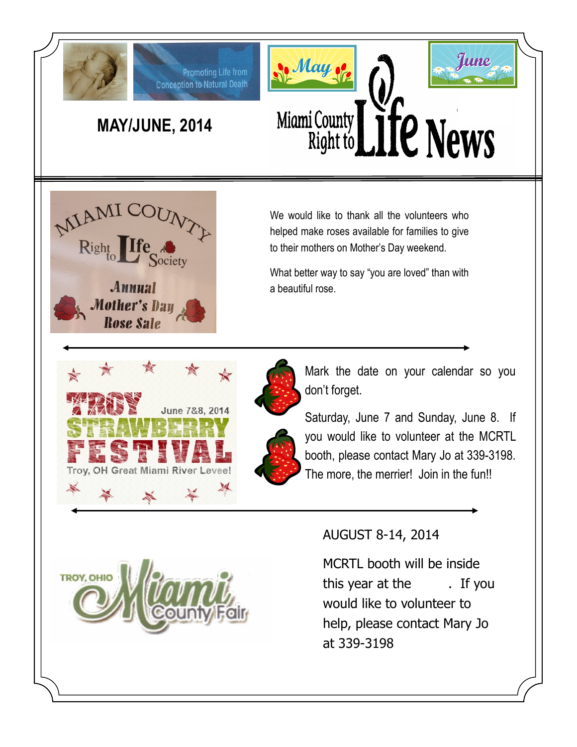# Miami County Right to Life News

**MAY/JUNE, 2014**

Promoting Life from Conception to Natural Death

May

June

---

Miami County Right to Life Society

Annual Mother's Day Rose Sale

We would like to thank all the volunteers who helped make roses available for families to give to their mothers on Mother's Day weekend.

What better way to say "you are loved" than with a beautiful rose.

---

TROY STRAWBERRY FESTIVAL

June 7&8, 2014

Troy, OH Great Miami River Levee!

Mark the date on your calendar so you don't forget.

Saturday, June 7 and Sunday, June 8. If you would like to volunteer at the MCRTL booth, please contact Mary Jo at 339-3198. The more, the merrier! Join in the fun!!

---

TROY, OHIO Miami County Fair

AUGUST 8-14, 2014

MCRTL booth will be inside this year at the . If you would like to volunteer to help, please contact Mary Jo at 339-3198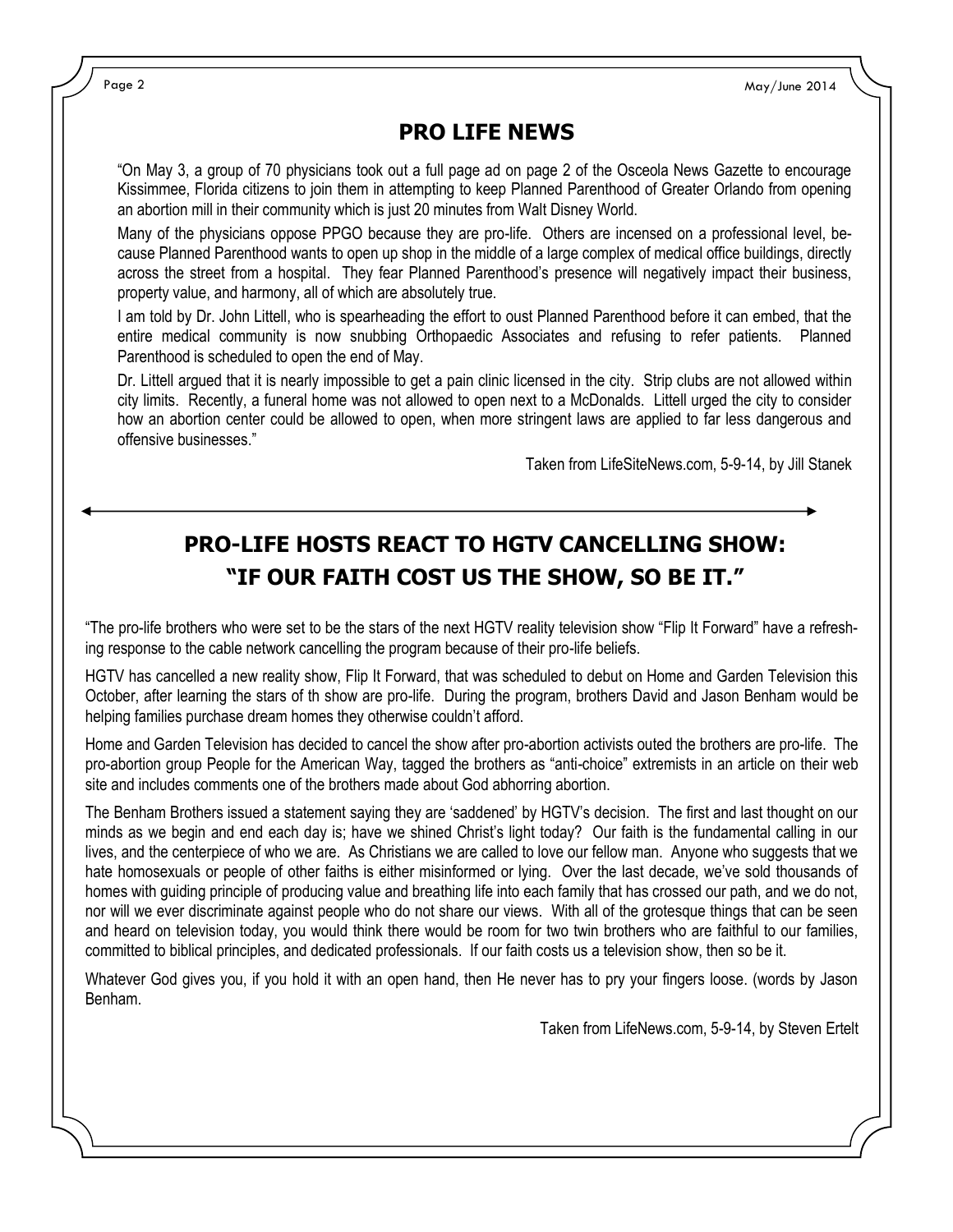## PRO LIFE NEWS

"On May 3, a group of 70 physicians took out a full page ad on page 2 of the Osceola News Gazette to encourage Kissimmee, Florida citizens to join them in attempting to keep Planned Parenthood of Greater Orlando from opening an abortion mill in their community which is just 20 minutes from Walt Disney World.

Many of the physicians oppose PPGO because they are pro-life. Others are incensed on a professional level, because Planned Parenthood wants to open up shop in the middle of a large complex of medical office buildings, directly across the street from a hospital. They fear Planned Parenthood's presence will negatively impact their business, property value, and harmony, all of which are absolutely true.

I am told by Dr. John Littell, who is spearheading the effort to oust Planned Parenthood before it can embed, that the entire medical community is now snubbing Orthopaedic Associates and refusing to refer patients. Planned Parenthood is scheduled to open the end of May.

Dr. Littell argued that it is nearly impossible to get a pain clinic licensed in the city. Strip clubs are not allowed within city limits. Recently, a funeral home was not allowed to open next to a McDonalds. Littell urged the city to consider how an abortion center could be allowed to open, when more stringent laws are applied to far less dangerous and offensive businesses."

Taken from LifeSiteNews.com, 5-9-14, by Jill Stanek

---

## PRO-LIFE HOSTS REACT TO HGTV CANCELLING SHOW: "IF OUR FAITH COST US THE SHOW, SO BE IT."

"The pro-life brothers who were set to be the stars of the next HGTV reality television show "Flip It Forward" have a refreshing response to the cable network cancelling the program because of their pro-life beliefs.

HGTV has cancelled a new reality show, Flip It Forward, that was scheduled to debut on Home and Garden Television this October, after learning the stars of th show are pro-life. During the program, brothers David and Jason Benham would be helping families purchase dream homes they otherwise couldn't afford.

Home and Garden Television has decided to cancel the show after pro-abortion activists outed the brothers are pro-life. The pro-abortion group People for the American Way, tagged the brothers as "anti-choice" extremists in an article on their web site and includes comments one of the brothers made about God abhorring abortion.

The Benham Brothers issued a statement saying they are 'saddened' by HGTV's decision. The first and last thought on our minds as we begin and end each day is; have we shined Christ's light today? Our faith is the fundamental calling in our lives, and the centerpiece of who we are. As Christians we are called to love our fellow man. Anyone who suggests that we hate homosexuals or people of other faiths is either misinformed or lying. Over the last decade, we've sold thousands of homes with guiding principle of producing value and breathing life into each family that has crossed our path, and we do not, nor will we ever discriminate against people who do not share our views. With all of the grotesque things that can be seen and heard on television today, you would think there would be room for two twin brothers who are faithful to our families, committed to biblical principles, and dedicated professionals. If our faith costs us a television show, then so be it.

Whatever God gives you, if you hold it with an open hand, then He never has to pry your fingers loose. (words by Jason Benham.

Taken from LifeNews.com, 5-9-14, by Steven Ertelt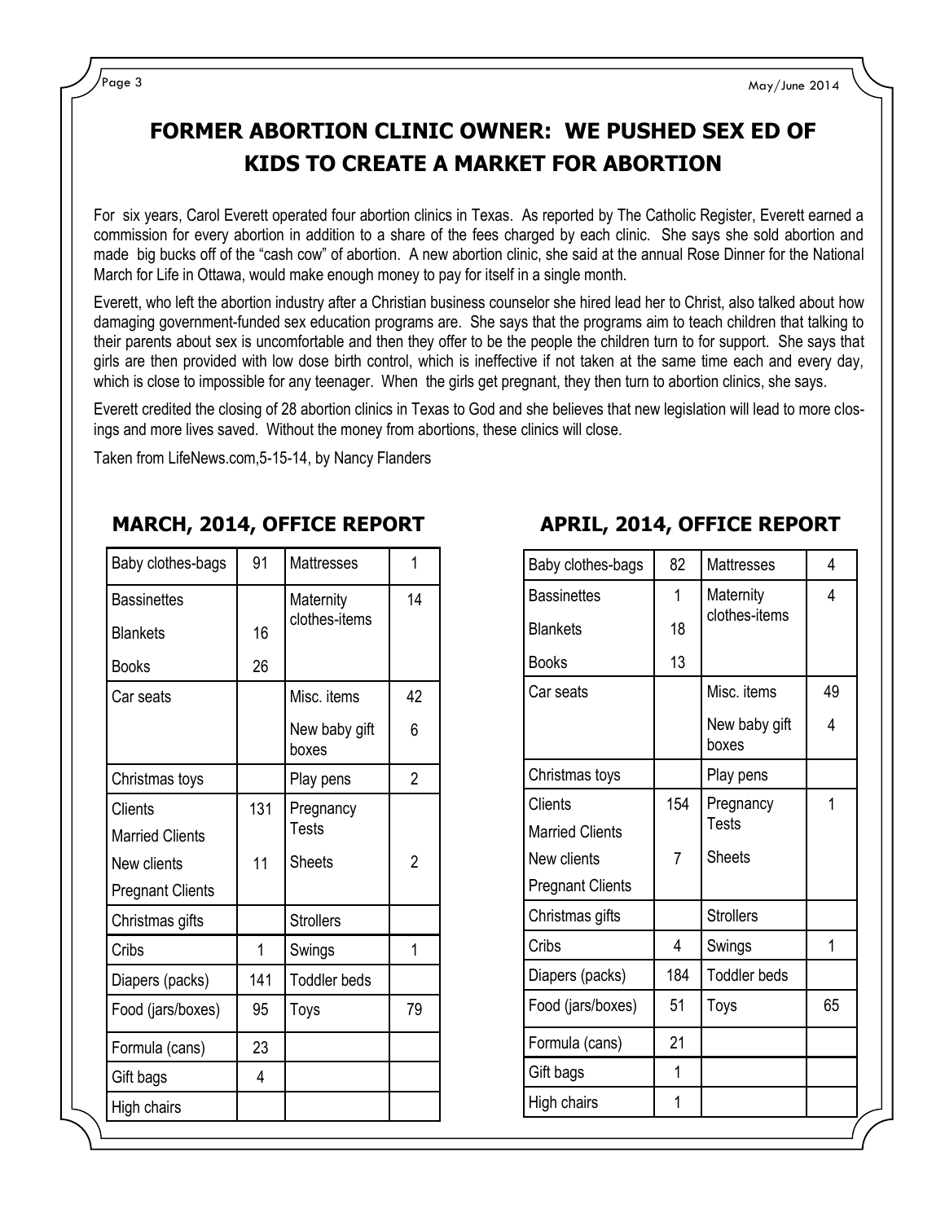# FORMER ABORTION CLINIC OWNER: WE PUSHED SEX ED OF KIDS TO CREATE A MARKET FOR ABORTION

For six years, Carol Everett operated four abortion clinics in Texas. As reported by The Catholic Register, Everett earned a commission for every abortion in addition to a share of the fees charged by each clinic. She says she sold abortion and made big bucks off of the "cash cow" of abortion. A new abortion clinic, she said at the annual Rose Dinner for the National March for Life in Ottawa, would make enough money to pay for itself in a single month.

Everett, who left the abortion industry after a Christian business counselor she hired lead her to Christ, also talked about how damaging government-funded sex education programs are. She says that the programs aim to teach children that talking to their parents about sex is uncomfortable and then they offer to be the people the children turn to for support. She says that girls are then provided with low dose birth control, which is ineffective if not taken at the same time each and every day, which is close to impossible for any teenager. When the girls get pregnant, they then turn to abortion clinics, she says.

Everett credited the closing of 28 abortion clinics in Texas to God and she believes that new legislation will lead to more closings and more lives saved. Without the money from abortions, these clinics will close.

Taken from LifeNews.com,5-15-14, by Nancy Flanders

## MARCH, 2014, OFFICE REPORT

| Item | Count | Item | Count |
|---|---|---|---|
| Baby clothes-bags | 91 | Mattresses | 1 |
| Bassinettes | | Maternity clothes-items | 14 |
| Blankets | 16 | | |
| Books | 26 | | |
| Car seats | | Misc. items | 42 |
| | | New baby gift boxes | 6 |
| Christmas toys | | Play pens | 2 |
| Clients | 131 | Pregnancy Tests | |
| Married Clients | | | |
| New clients | 11 | Sheets | 2 |
| Pregnant Clients | | | |
| Christmas gifts | | Strollers | |
| Cribs | 1 | Swings | 1 |
| Diapers (packs) | 141 | Toddler beds | |
| Food (jars/boxes) | 95 | Toys | 79 |
| Formula (cans) | 23 | | |
| Gift bags | 4 | | |
| High chairs | | | |

## APRIL, 2014, OFFICE REPORT

| Item | Count | Item | Count |
|---|---|---|---|
| Baby clothes-bags | 82 | Mattresses | 4 |
| Bassinettes | 1 | Maternity clothes-items | 4 |
| Blankets | 18 | | |
| Books | 13 | | |
| Car seats | | Misc. items | 49 |
| | | New baby gift boxes | 4 |
| Christmas toys | | Play pens | |
| Clients | 154 | Pregnancy Tests | 1 |
| Married Clients | | | |
| New clients | 7 | Sheets | |
| Pregnant Clients | | | |
| Christmas gifts | | Strollers | |
| Cribs | 4 | Swings | 1 |
| Diapers (packs) | 184 | Toddler beds | |
| Food (jars/boxes) | 51 | Toys | 65 |
| Formula (cans) | 21 | | |
| Gift bags | 1 | | |
| High chairs | 1 | | |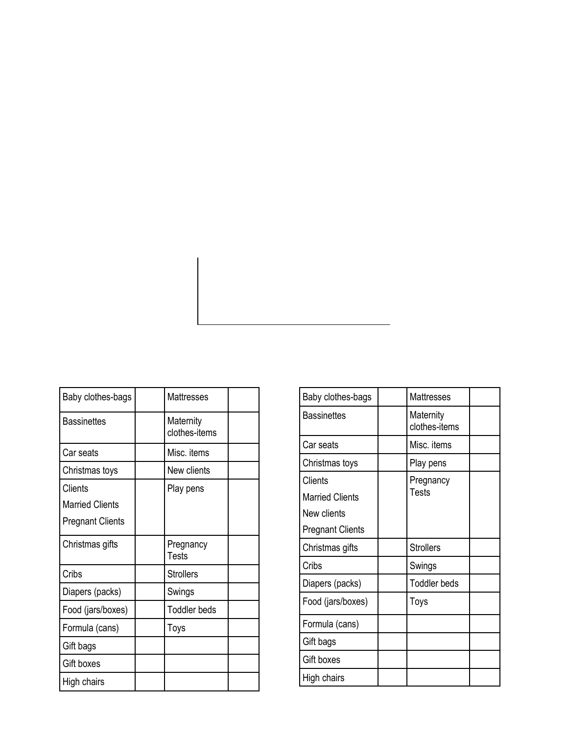| | | | |
|---|---|---|---|
| Baby clothes-bags | | Mattresses | |
| Bassinettes | | Maternity clothes-items | |
| Car seats | | Misc. items | |
| Christmas toys | | New clients | |
| Clients<br>Married Clients<br>Pregnant Clients | | Play pens | |
| Christmas gifts | | Pregnancy Tests | |
| Cribs | | Strollers | |
| Diapers (packs) | | Swings | |
| Food (jars/boxes) | | Toddler beds | |
| Formula (cans) | | Toys | |
| Gift bags | | | |
| Gift boxes | | | |
| High chairs | | | |

| | | | |
|---|---|---|---|
| Baby clothes-bags | | Mattresses | |
| Bassinettes | | Maternity clothes-items | |
| Car seats | | Misc. items | |
| Christmas toys | | Play pens | |
| Clients<br>Married Clients<br>New clients<br>Pregnant Clients | | Pregnancy Tests | |
| Christmas gifts | | Strollers | |
| Cribs | | Swings | |
| Diapers (packs) | | Toddler beds | |
| Food (jars/boxes) | | Toys | |
| Formula (cans) | | | |
| Gift bags | | | |
| Gift boxes | | | |
| High chairs | | | |